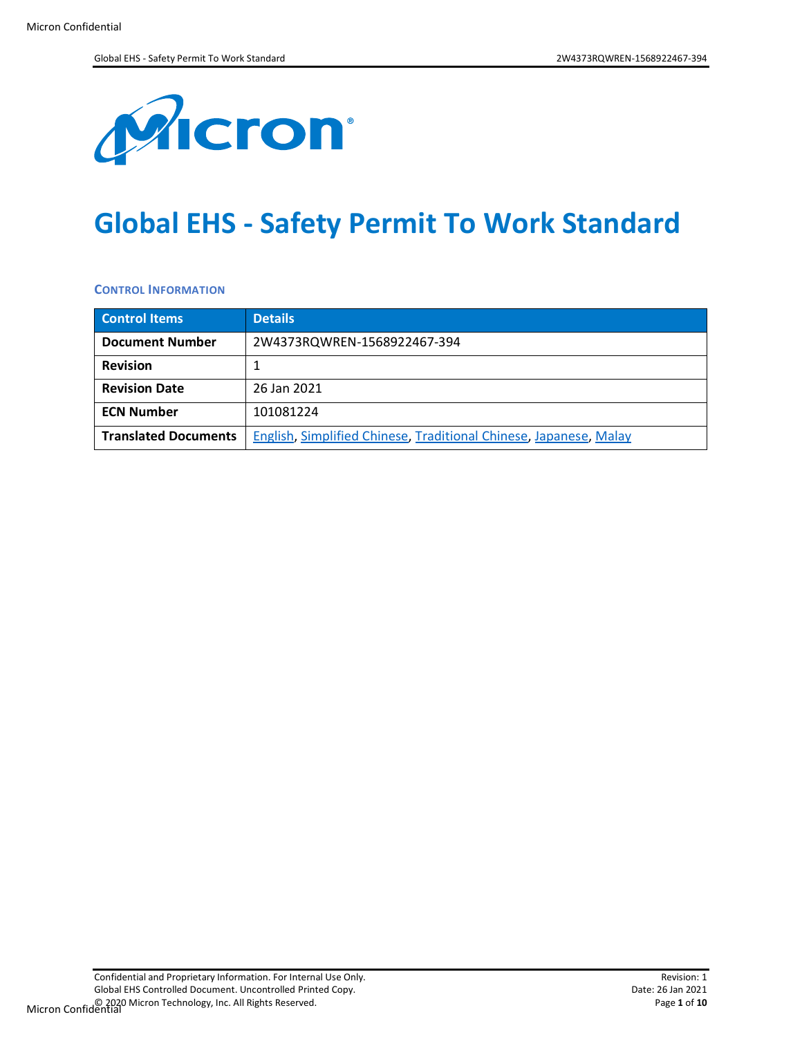# Global EHS - Safety Permit To Work Standard

### CONTROL INFORMATION

| Control Items | Details |
|---|---|
| **Document Number** | 2W4373RQWREN-1568922467-394 |
| **Revision** | 1 |
| **Revision Date** | 26 Jan 2021 |
| **ECN Number** | 101081224 |
| **Translated Documents** | English, Simplified Chinese, Traditional Chinese, Japanese, Malay |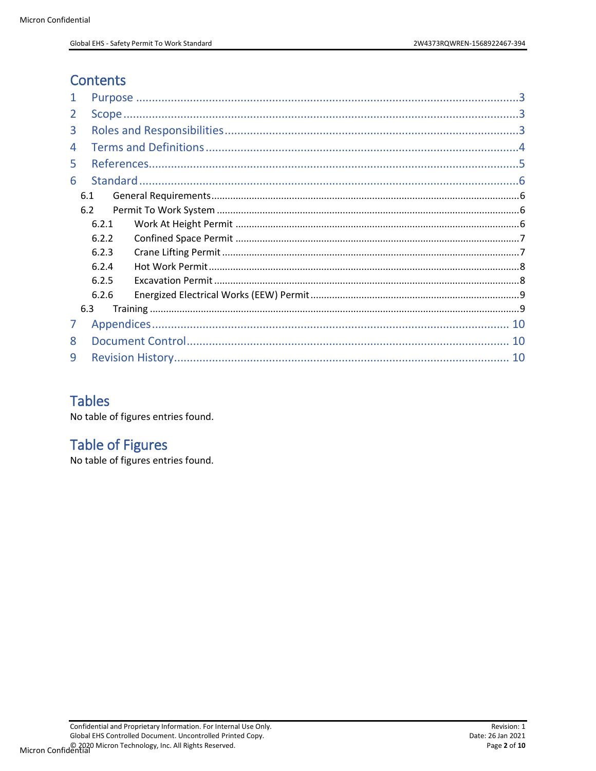# Contents

1 Purpose ......................................................................................................................3
2 Scope ..........................................................................................................................3
3 Roles and Responsibilities ..........................................................................................3
4 Terms and Definitions ................................................................................................4
5 References...................................................................................................................5
6 Standard .....................................................................................................................6
  6.1 General Requirements ..............................................................................................6
  6.2 Permit To Work System ............................................................................................6
    6.2.1 Work At Height Permit ........................................................................................6
    6.2.2 Confined Space Permit ........................................................................................7
    6.2.3 Crane Lifting Permit ............................................................................................7
    6.2.4 Hot Work Permit ..................................................................................................8
    6.2.5 Excavation Permit ................................................................................................8
    6.2.6 Energized Electrical Works (EEW) Permit ............................................................9
  6.3 Training ....................................................................................................................9
7 Appendices ...............................................................................................................10
8 Document Control ....................................................................................................10
9 Revision History........................................................................................................10

# Tables

No table of figures entries found.

# Table of Figures

No table of figures entries found.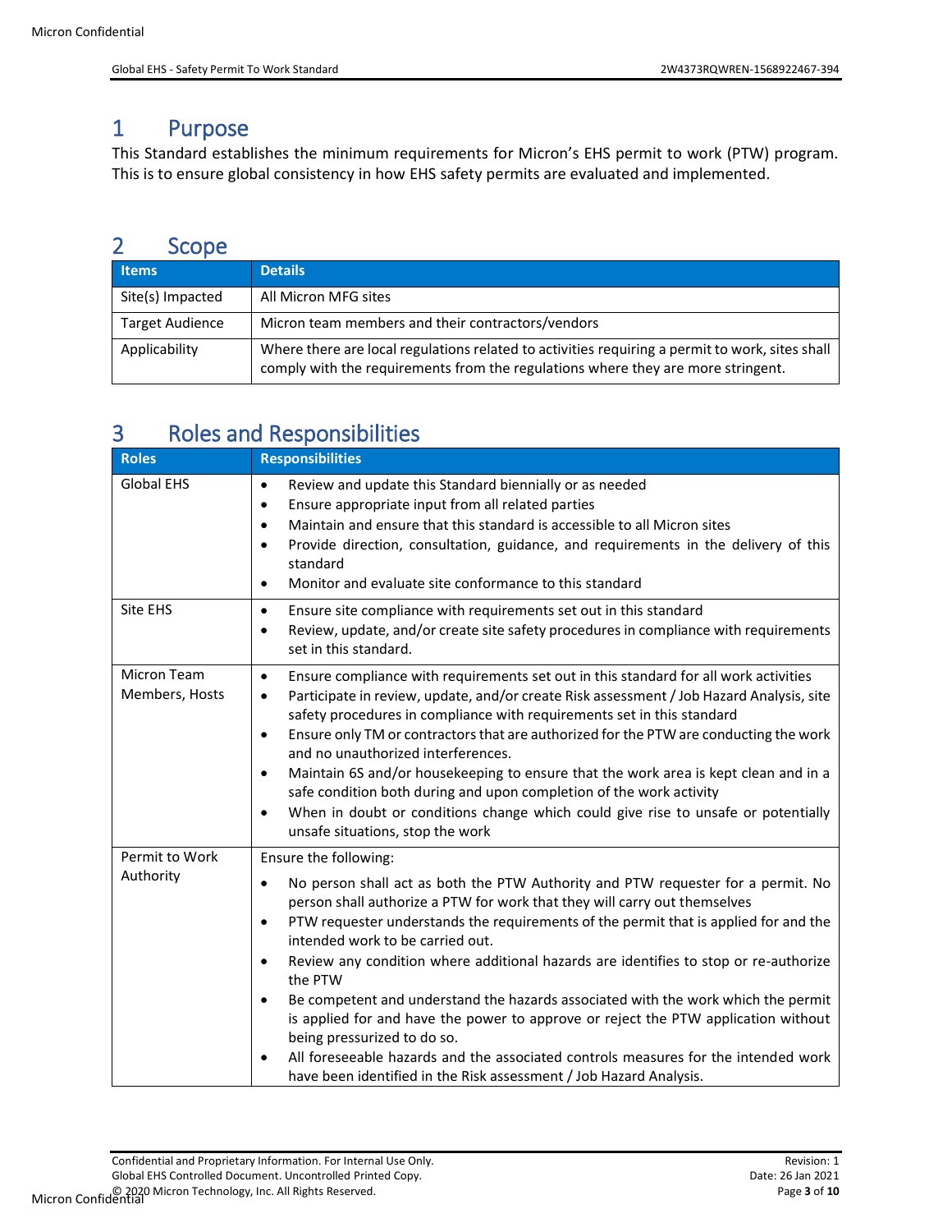# 1 Purpose

This Standard establishes the minimum requirements for Micron's EHS permit to work (PTW) program. This is to ensure global consistency in how EHS safety permits are evaluated and implemented.

# 2 Scope

| Items | Details |
|---|---|
| Site(s) Impacted | All Micron MFG sites |
| Target Audience | Micron team members and their contractors/vendors |
| Applicability | Where there are local regulations related to activities requiring a permit to work, sites shall comply with the requirements from the regulations where they are more stringent. |

# 3 Roles and Responsibilities

| Roles | Responsibilities |
|---|---|
| Global EHS | • Review and update this Standard biennially or as needed<br>• Ensure appropriate input from all related parties<br>• Maintain and ensure that this standard is accessible to all Micron sites<br>• Provide direction, consultation, guidance, and requirements in the delivery of this standard<br>• Monitor and evaluate site conformance to this standard |
| Site EHS | • Ensure site compliance with requirements set out in this standard<br>• Review, update, and/or create site safety procedures in compliance with requirements set in this standard. |
| Micron Team Members, Hosts | • Ensure compliance with requirements set out in this standard for all work activities<br>• Participate in review, update, and/or create Risk assessment / Job Hazard Analysis, site safety procedures in compliance with requirements set in this standard<br>• Ensure only TM or contractors that are authorized for the PTW are conducting the work and no unauthorized interferences.<br>• Maintain 6S and/or housekeeping to ensure that the work area is kept clean and in a safe condition both during and upon completion of the work activity<br>• When in doubt or conditions change which could give rise to unsafe or potentially unsafe situations, stop the work |
| Permit to Work Authority | Ensure the following:<br>• No person shall act as both the PTW Authority and PTW requester for a permit. No person shall authorize a PTW for work that they will carry out themselves<br>• PTW requester understands the requirements of the permit that is applied for and the intended work to be carried out.<br>• Review any condition where additional hazards are identifies to stop or re-authorize the PTW<br>• Be competent and understand the hazards associated with the work which the permit is applied for and have the power to approve or reject the PTW application without being pressurized to do so.<br>• All foreseeable hazards and the associated controls measures for the intended work have been identified in the Risk assessment / Job Hazard Analysis. |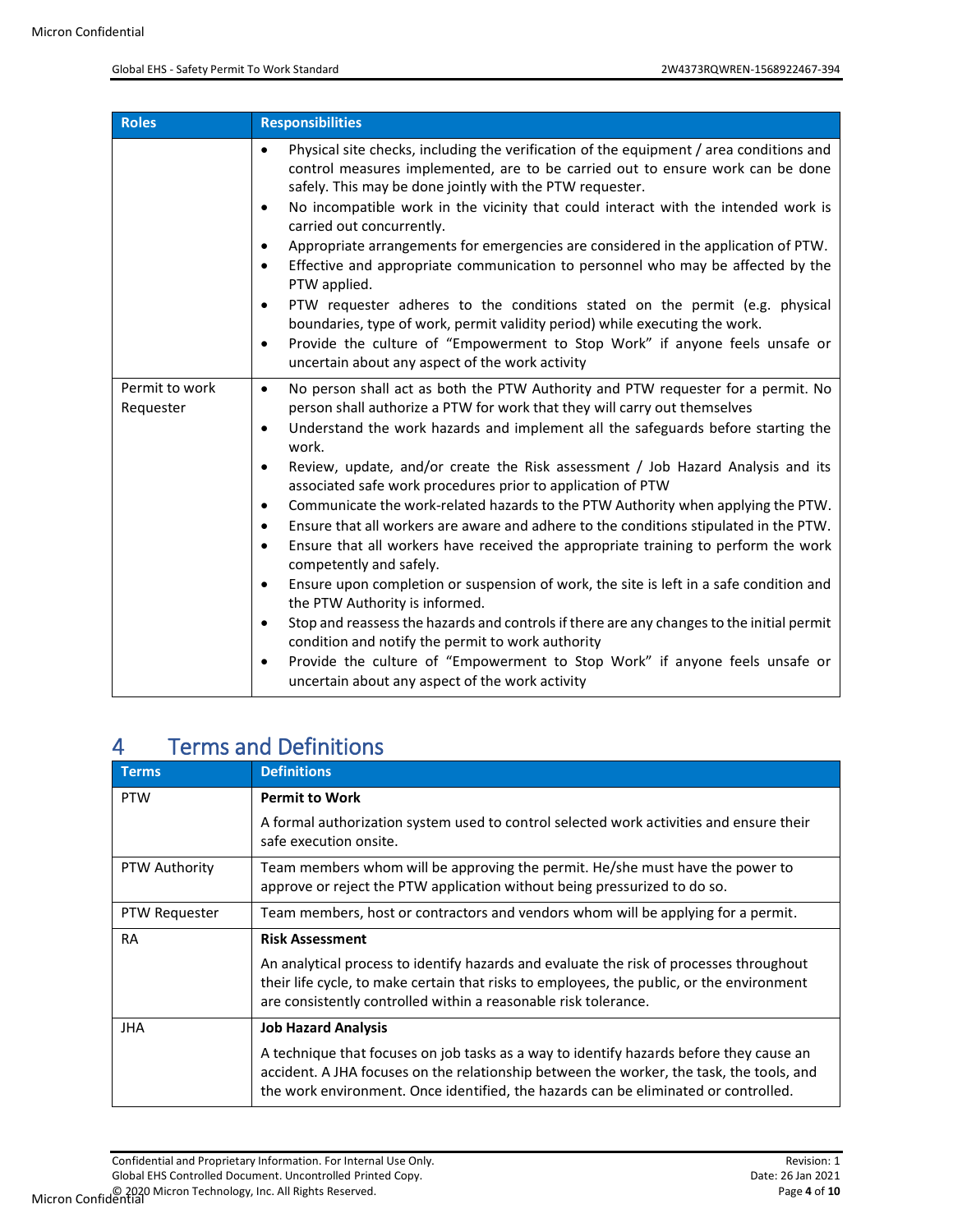| Roles | Responsibilities |
|---|---|
| | • Physical site checks, including the verification of the equipment / area conditions and control measures implemented, are to be carried out to ensure work can be done safely. This may be done jointly with the PTW requester.<br>• No incompatible work in the vicinity that could interact with the intended work is carried out concurrently.<br>• Appropriate arrangements for emergencies are considered in the application of PTW.<br>• Effective and appropriate communication to personnel who may be affected by the PTW applied.<br>• PTW requester adheres to the conditions stated on the permit (e.g. physical boundaries, type of work, permit validity period) while executing the work.<br>• Provide the culture of "Empowerment to Stop Work" if anyone feels unsafe or uncertain about any aspect of the work activity |
| Permit to work Requester | • No person shall act as both the PTW Authority and PTW requester for a permit. No person shall authorize a PTW for work that they will carry out themselves<br>• Understand the work hazards and implement all the safeguards before starting the work.<br>• Review, update, and/or create the Risk assessment / Job Hazard Analysis and its associated safe work procedures prior to application of PTW<br>• Communicate the work-related hazards to the PTW Authority when applying the PTW.<br>• Ensure that all workers are aware and adhere to the conditions stipulated in the PTW.<br>• Ensure that all workers have received the appropriate training to perform the work competently and safely.<br>• Ensure upon completion or suspension of work, the site is left in a safe condition and the PTW Authority is informed.<br>• Stop and reassess the hazards and controls if there are any changes to the initial permit condition and notify the permit to work authority<br>• Provide the culture of "Empowerment to Stop Work" if anyone feels unsafe or uncertain about any aspect of the work activity |

# 4 Terms and Definitions

| Terms | Definitions |
|---|---|
| PTW | **Permit to Work**<br>A formal authorization system used to control selected work activities and ensure their safe execution onsite. |
| PTW Authority | Team members whom will be approving the permit. He/she must have the power to approve or reject the PTW application without being pressurized to do so. |
| PTW Requester | Team members, host or contractors and vendors whom will be applying for a permit. |
| RA | **Risk Assessment**<br>An analytical process to identify hazards and evaluate the risk of processes throughout their life cycle, to make certain that risks to employees, the public, or the environment are consistently controlled within a reasonable risk tolerance. |
| JHA | **Job Hazard Analysis**<br>A technique that focuses on job tasks as a way to identify hazards before they cause an accident. A JHA focuses on the relationship between the worker, the task, the tools, and the work environment. Once identified, the hazards can be eliminated or controlled. |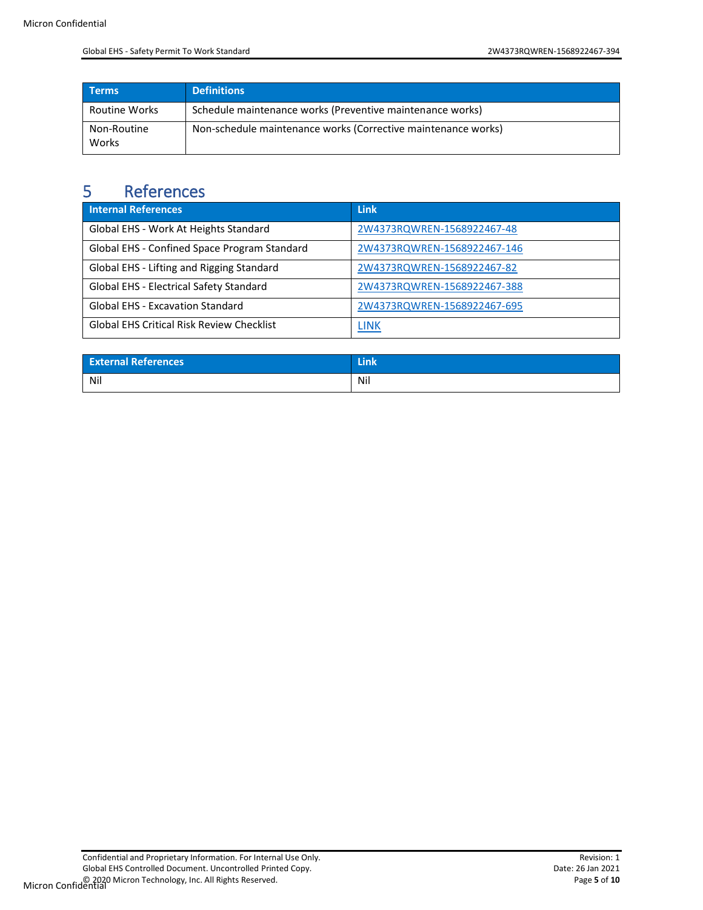| Terms | Definitions |
| --- | --- |
| Routine Works | Schedule maintenance works (Preventive maintenance works) |
| Non-Routine Works | Non-schedule maintenance works (Corrective maintenance works) |

# 5 References

| Internal References | Link |
| --- | --- |
| Global EHS - Work At Heights Standard | 2W4373RQWREN-1568922467-48 |
| Global EHS - Confined Space Program Standard | 2W4373RQWREN-1568922467-146 |
| Global EHS - Lifting and Rigging Standard | 2W4373RQWREN-1568922467-82 |
| Global EHS - Electrical Safety Standard | 2W4373RQWREN-1568922467-388 |
| Global EHS - Excavation Standard | 2W4373RQWREN-1568922467-695 |
| Global EHS Critical Risk Review Checklist | LINK |

| External References | Link |
| --- | --- |
| Nil | Nil |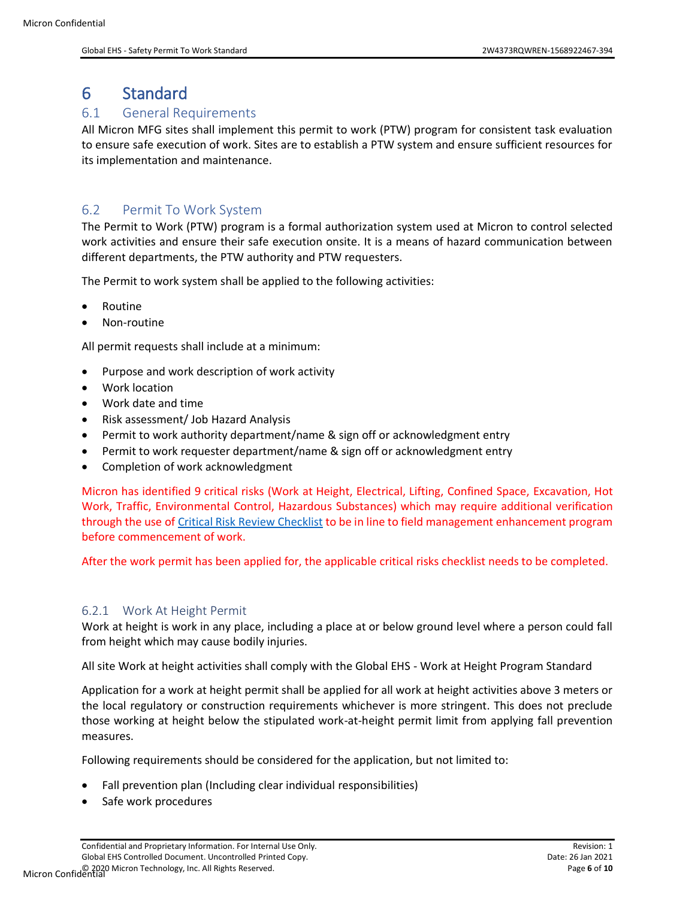# 6 Standard

## 6.1 General Requirements

All Micron MFG sites shall implement this permit to work (PTW) program for consistent task evaluation to ensure safe execution of work. Sites are to establish a PTW system and ensure sufficient resources for its implementation and maintenance.

## 6.2 Permit To Work System

The Permit to Work (PTW) program is a formal authorization system used at Micron to control selected work activities and ensure their safe execution onsite. It is a means of hazard communication between different departments, the PTW authority and PTW requesters.

The Permit to work system shall be applied to the following activities:

- Routine
- Non-routine

All permit requests shall include at a minimum:

- Purpose and work description of work activity
- Work location
- Work date and time
- Risk assessment/ Job Hazard Analysis
- Permit to work authority department/name & sign off or acknowledgment entry
- Permit to work requester department/name & sign off or acknowledgment entry
- Completion of work acknowledgment

Micron has identified 9 critical risks (Work at Height, Electrical, Lifting, Confined Space, Excavation, Hot Work, Traffic, Environmental Control, Hazardous Substances) which may require additional verification through the use of Critical Risk Review Checklist to be in line to field management enhancement program before commencement of work.

After the work permit has been applied for, the applicable critical risks checklist needs to be completed.

### 6.2.1 Work At Height Permit

Work at height is work in any place, including a place at or below ground level where a person could fall from height which may cause bodily injuries.

All site Work at height activities shall comply with the Global EHS - Work at Height Program Standard

Application for a work at height permit shall be applied for all work at height activities above 3 meters or the local regulatory or construction requirements whichever is more stringent. This does not preclude those working at height below the stipulated work-at-height permit limit from applying fall prevention measures.

Following requirements should be considered for the application, but not limited to:

- Fall prevention plan (Including clear individual responsibilities)
- Safe work procedures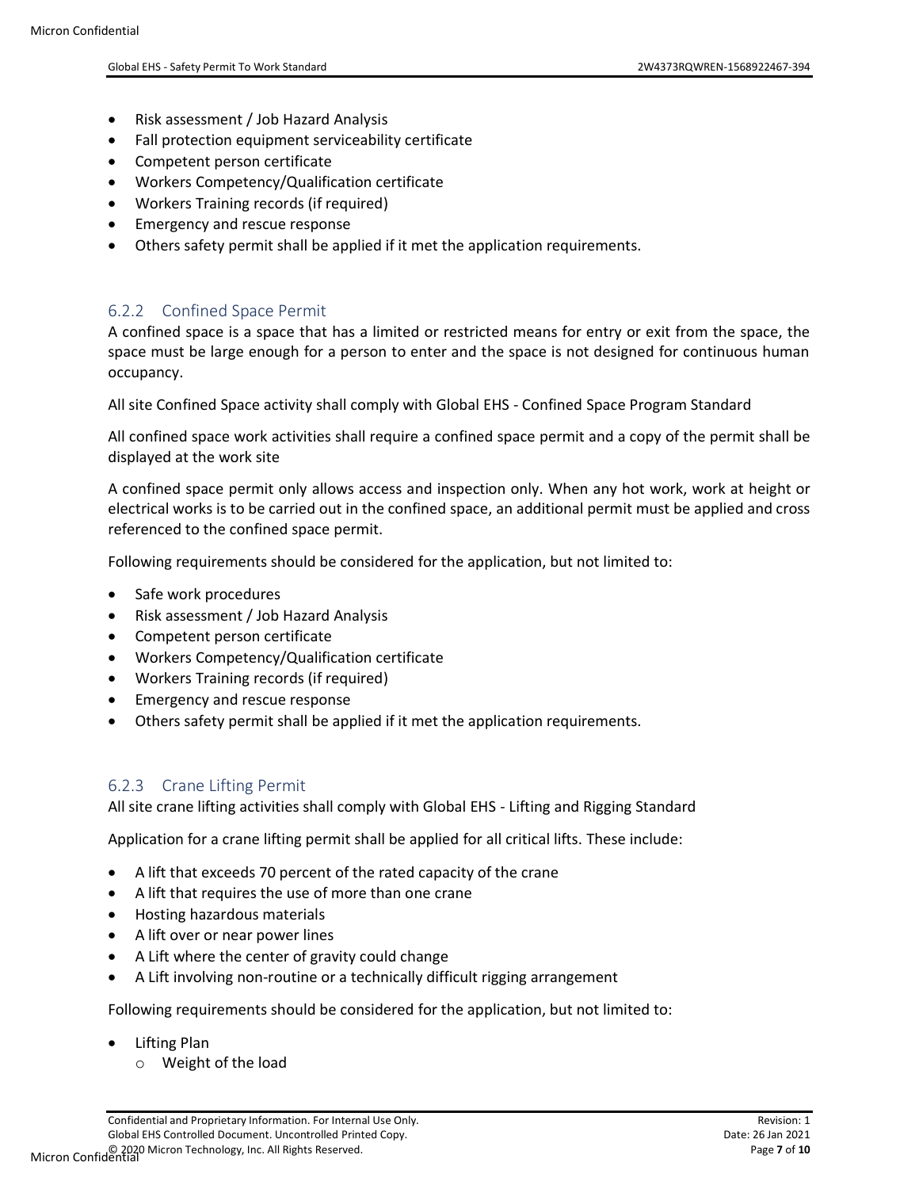- Risk assessment / Job Hazard Analysis
- Fall protection equipment serviceability certificate
- Competent person certificate
- Workers Competency/Qualification certificate
- Workers Training records (if required)
- Emergency and rescue response
- Others safety permit shall be applied if it met the application requirements.

### 6.2.2 Confined Space Permit

A confined space is a space that has a limited or restricted means for entry or exit from the space, the space must be large enough for a person to enter and the space is not designed for continuous human occupancy.

All site Confined Space activity shall comply with Global EHS - Confined Space Program Standard

All confined space work activities shall require a confined space permit and a copy of the permit shall be displayed at the work site

A confined space permit only allows access and inspection only. When any hot work, work at height or electrical works is to be carried out in the confined space, an additional permit must be applied and cross referenced to the confined space permit.

Following requirements should be considered for the application, but not limited to:

- Safe work procedures
- Risk assessment / Job Hazard Analysis
- Competent person certificate
- Workers Competency/Qualification certificate
- Workers Training records (if required)
- Emergency and rescue response
- Others safety permit shall be applied if it met the application requirements.

### 6.2.3 Crane Lifting Permit

All site crane lifting activities shall comply with Global EHS - Lifting and Rigging Standard

Application for a crane lifting permit shall be applied for all critical lifts. These include:

- A lift that exceeds 70 percent of the rated capacity of the crane
- A lift that requires the use of more than one crane
- Hosting hazardous materials
- A lift over or near power lines
- A Lift where the center of gravity could change
- A Lift involving non-routine or a technically difficult rigging arrangement

Following requirements should be considered for the application, but not limited to:

- Lifting Plan
  - Weight of the load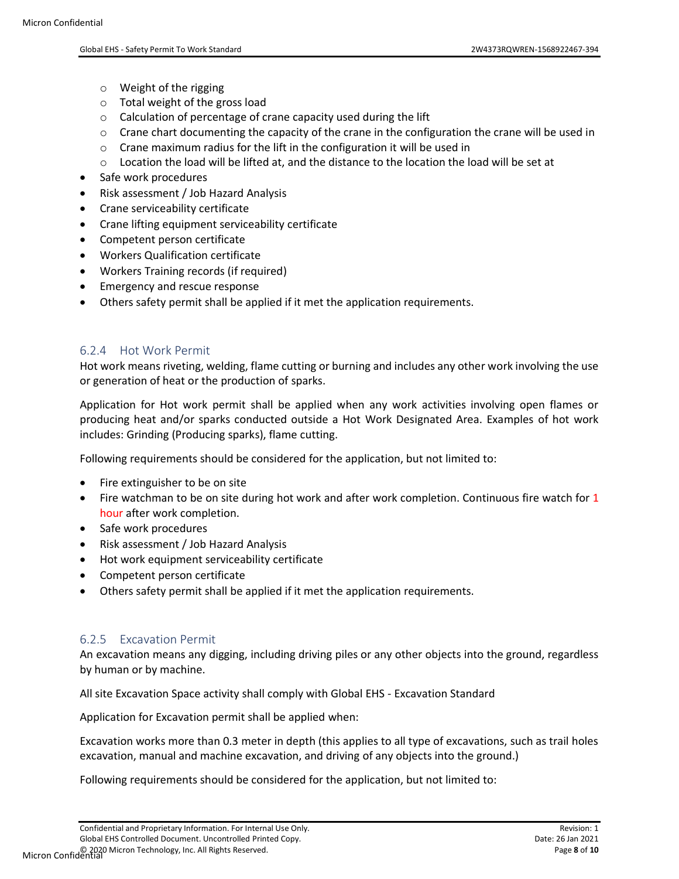- Weight of the rigging
  - Total weight of the gross load
  - Calculation of percentage of crane capacity used during the lift
  - Crane chart documenting the capacity of the crane in the configuration the crane will be used in
  - Crane maximum radius for the lift in the configuration it will be used in
  - Location the load will be lifted at, and the distance to the location the load will be set at
- Safe work procedures
- Risk assessment / Job Hazard Analysis
- Crane serviceability certificate
- Crane lifting equipment serviceability certificate
- Competent person certificate
- Workers Qualification certificate
- Workers Training records (if required)
- Emergency and rescue response
- Others safety permit shall be applied if it met the application requirements.

### 6.2.4 Hot Work Permit

Hot work means riveting, welding, flame cutting or burning and includes any other work involving the use or generation of heat or the production of sparks.

Application for Hot work permit shall be applied when any work activities involving open flames or producing heat and/or sparks conducted outside a Hot Work Designated Area. Examples of hot work includes: Grinding (Producing sparks), flame cutting.

Following requirements should be considered for the application, but not limited to:

- Fire extinguisher to be on site
- Fire watchman to be on site during hot work and after work completion. Continuous fire watch for 1 hour after work completion.
- Safe work procedures
- Risk assessment / Job Hazard Analysis
- Hot work equipment serviceability certificate
- Competent person certificate
- Others safety permit shall be applied if it met the application requirements.

### 6.2.5 Excavation Permit

An excavation means any digging, including driving piles or any other objects into the ground, regardless by human or by machine.

All site Excavation Space activity shall comply with Global EHS - Excavation Standard

Application for Excavation permit shall be applied when:

Excavation works more than 0.3 meter in depth (this applies to all type of excavations, such as trail holes excavation, manual and machine excavation, and driving of any objects into the ground.)

Following requirements should be considered for the application, but not limited to: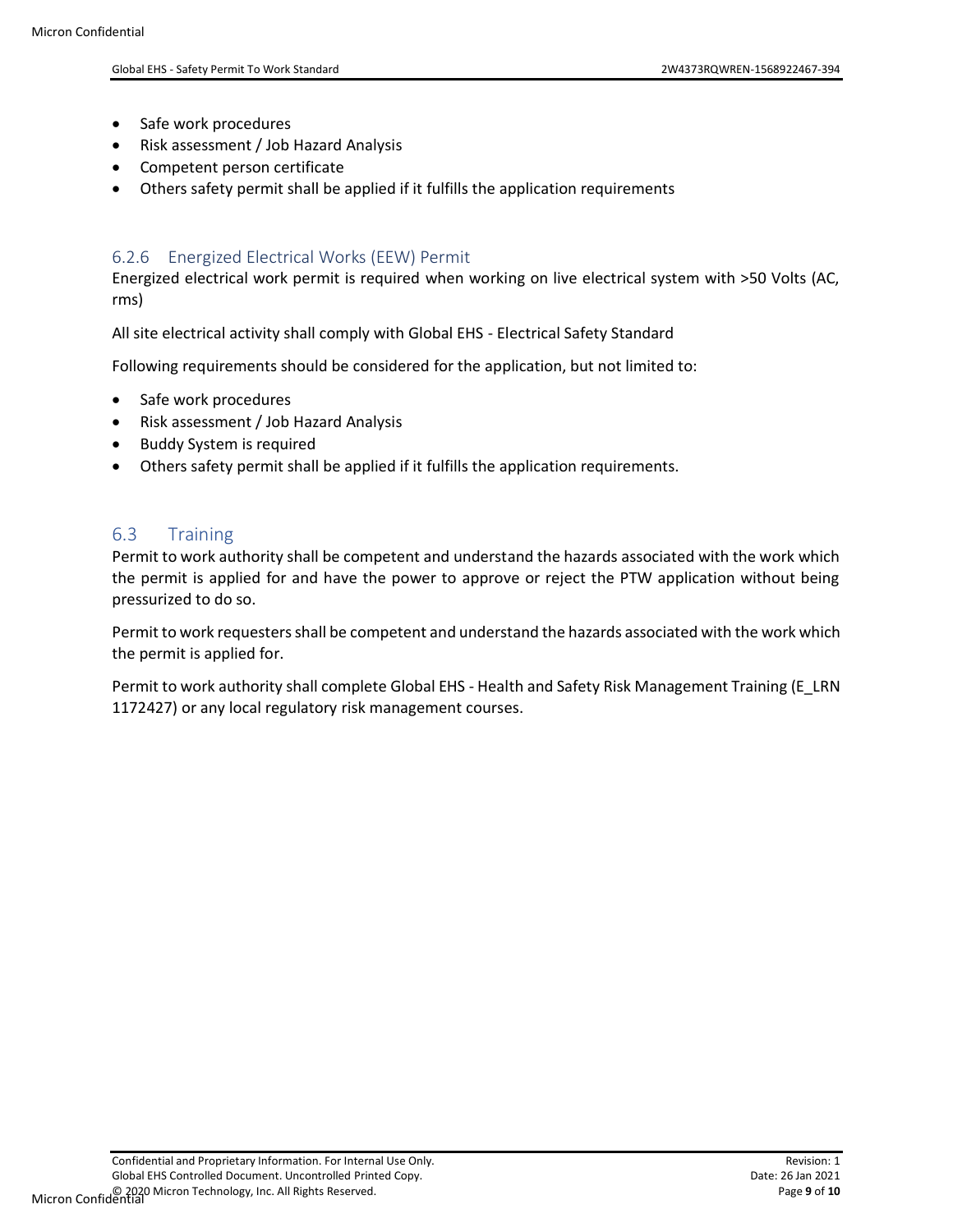- Safe work procedures
- Risk assessment / Job Hazard Analysis
- Competent person certificate
- Others safety permit shall be applied if it fulfills the application requirements

#### 6.2.6 Energized Electrical Works (EEW) Permit

Energized electrical work permit is required when working on live electrical system with >50 Volts (AC, rms)

All site electrical activity shall comply with Global EHS - Electrical Safety Standard

Following requirements should be considered for the application, but not limited to:

- Safe work procedures
- Risk assessment / Job Hazard Analysis
- Buddy System is required
- Others safety permit shall be applied if it fulfills the application requirements.

### 6.3 Training

Permit to work authority shall be competent and understand the hazards associated with the work which the permit is applied for and have the power to approve or reject the PTW application without being pressurized to do so.

Permit to work requesters shall be competent and understand the hazards associated with the work which the permit is applied for.

Permit to work authority shall complete Global EHS - Health and Safety Risk Management Training (E_LRN 1172427) or any local regulatory risk management courses.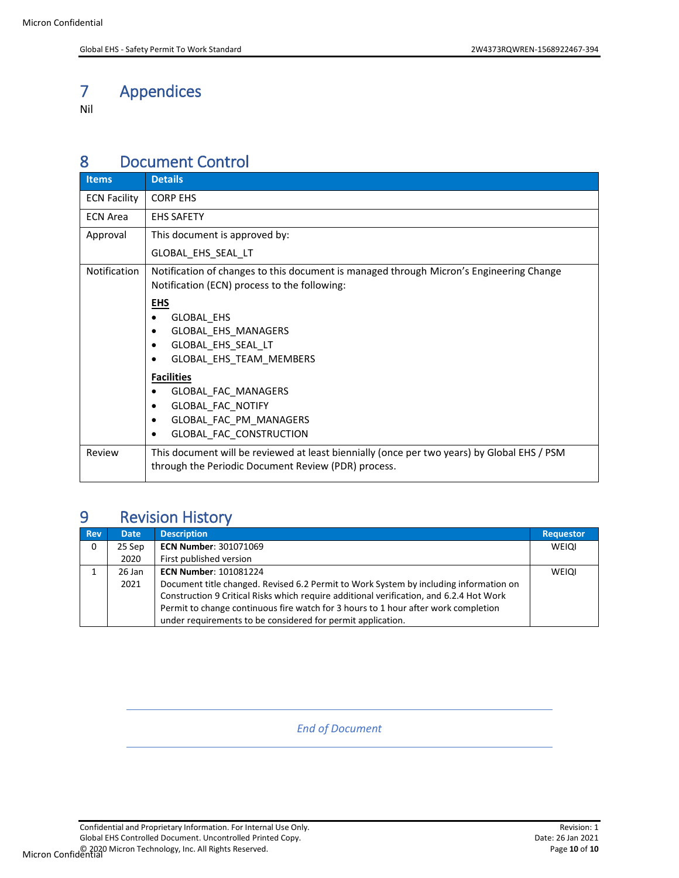# 7 Appendices

Nil

# 8 Document Control

| Items | Details |
|---|---|
| ECN Facility | CORP EHS |
| ECN Area | EHS SAFETY |
| Approval | This document is approved by:<br>GLOBAL_EHS_SEAL_LT |
| Notification | Notification of changes to this document is managed through Micron's Engineering Change Notification (ECN) process to the following:<br>**EHS**<br>• GLOBAL_EHS<br>• GLOBAL_EHS_MANAGERS<br>• GLOBAL_EHS_SEAL_LT<br>• GLOBAL_EHS_TEAM_MEMBERS<br>**Facilities**<br>• GLOBAL_FAC_MANAGERS<br>• GLOBAL_FAC_NOTIFY<br>• GLOBAL_FAC_PM_MANAGERS<br>• GLOBAL_FAC_CONSTRUCTION |
| Review | This document will be reviewed at least biennially (once per two years) by Global EHS / PSM through the Periodic Document Review (PDR) process. |

# 9 Revision History

| Rev | Date | Description | Requestor |
|---|---|---|---|
| 0 | 25 Sep 2020 | **ECN Number**: 301071069<br>First published version | WEIQI |
| 1 | 26 Jan 2021 | **ECN Number**: 101081224<br>Document title changed. Revised 6.2 Permit to Work System by including information on Construction 9 Critical Risks which require additional verification, and 6.2.4 Hot Work Permit to change continuous fire watch for 3 hours to 1 hour after work completion under requirements to be considered for permit application. | WEIQI |

*End of Document*